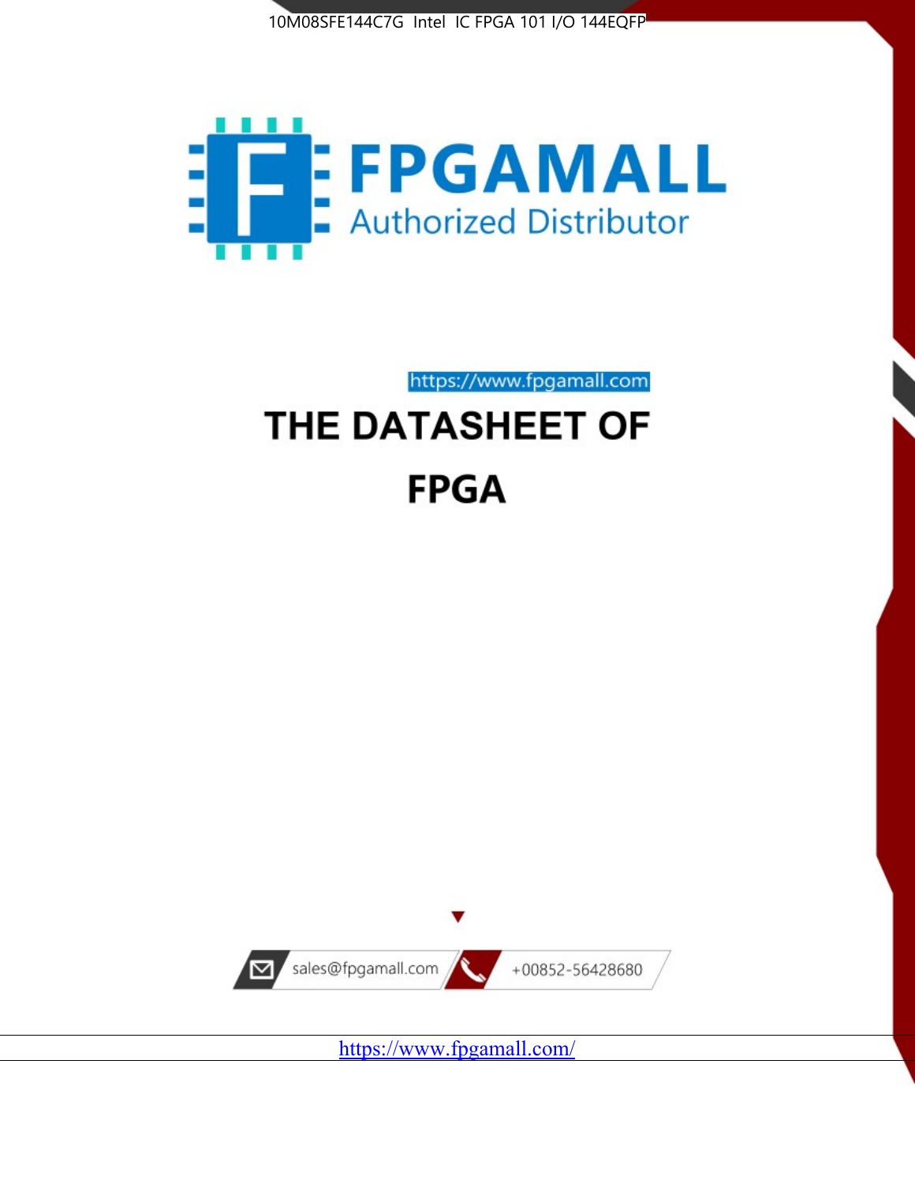10M08SFE144C7G Intel IC FPGA 101 I/O 144EQFP

FPGAMALL

Authorized Distributor

https://www.fpgamall.com

# THE DATASHEET OF

# FPGA

sales@fpgamall.com

+00852-56428680

https://www.fpgamall.com/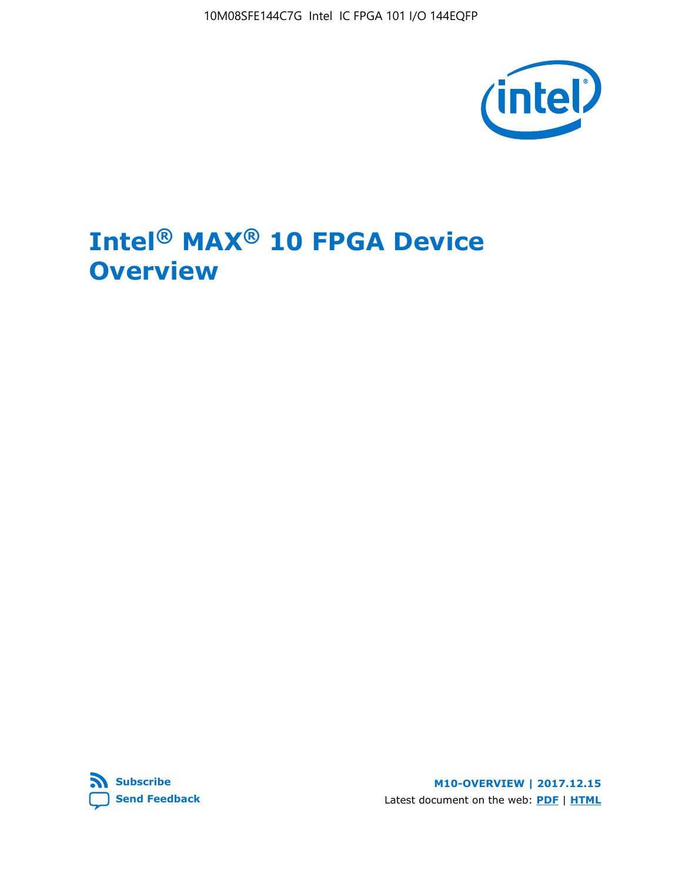# Intel® MAX® 10 FPGA Device Overview

Subscribe

Send Feedback

M10-OVERVIEW | 2017.12.15

Latest document on the web: PDF | HTML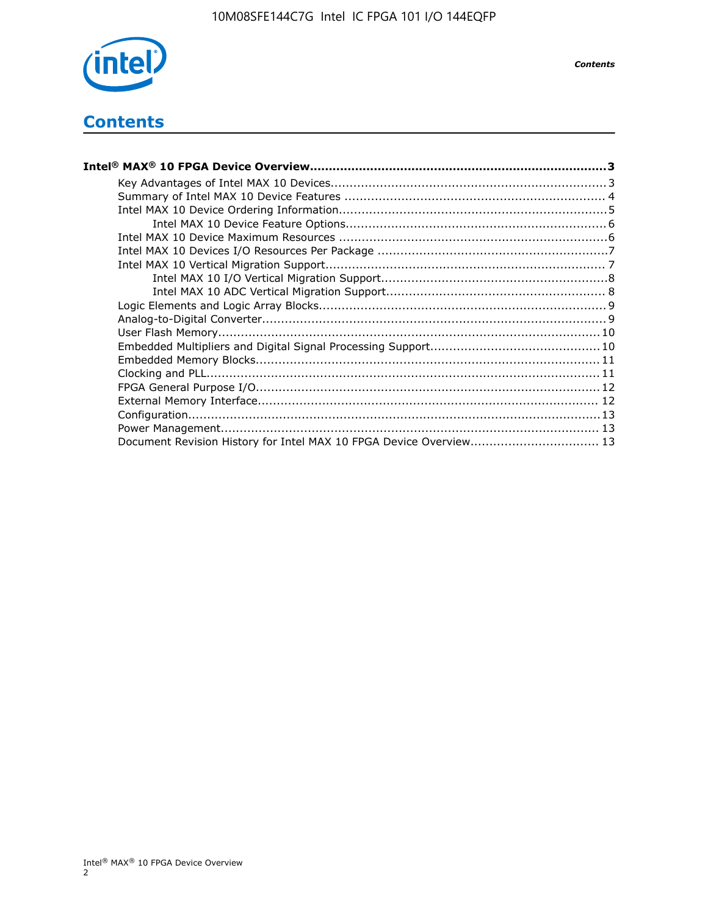# Contents

**Intel® MAX® 10 FPGA Device Overview....................................................................................3**

- Key Advantages of Intel MAX 10 Devices....................................................................... 3
- Summary of Intel MAX 10 Device Features .................................................................... 4
- Intel MAX 10 Device Ordering Information......................................................................5
  - Intel MAX 10 Device Feature Options.....................................................................6
- Intel MAX 10 Device Maximum Resources ......................................................................6
- Intel MAX 10 Devices I/O Resources Per Package ............................................................7
- Intel MAX 10 Vertical Migration Support......................................................................... 7
  - Intel MAX 10 I/O Vertical Migration Support...........................................................8
  - Intel MAX 10 ADC Vertical Migration Support......................................................... 8
- Logic Elements and Logic Array Blocks........................................................................... 9
- Analog-to-Digital Converter.......................................................................................... 9
- User Flash Memory.................................................................................................... 10
- Embedded Multipliers and Digital Signal Processing Support............................................ 10
- Embedded Memory Blocks.......................................................................................... 11
- Clocking and PLL....................................................................................................... 11
- FPGA General Purpose I/O.......................................................................................... 12
- External Memory Interface......................................................................................... 12
- Configuration............................................................................................................ 13
- Power Management................................................................................................... 13
- Document Revision History for Intel MAX 10 FPGA Device Overview................................. 13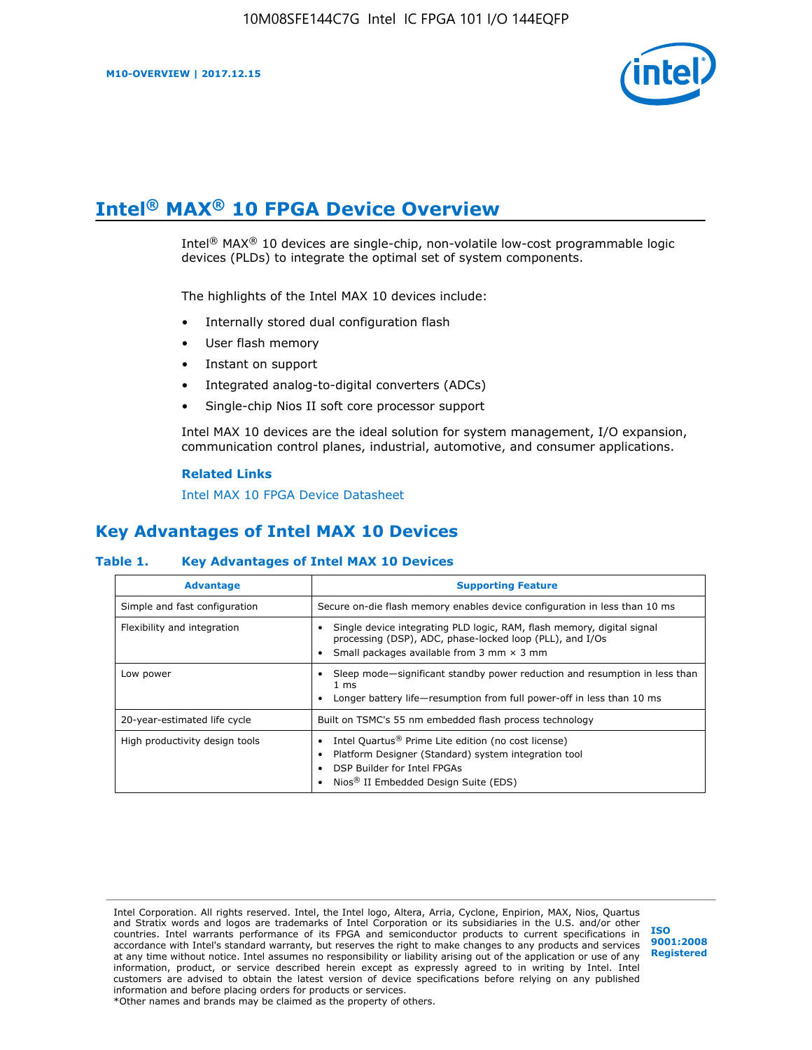# Intel® MAX® 10 FPGA Device Overview

Intel® MAX® 10 devices are single-chip, non-volatile low-cost programmable logic devices (PLDs) to integrate the optimal set of system components.

The highlights of the Intel MAX 10 devices include:

- Internally stored dual configuration flash
- User flash memory
- Instant on support
- Integrated analog-to-digital converters (ADCs)
- Single-chip Nios II soft core processor support

Intel MAX 10 devices are the ideal solution for system management, I/O expansion, communication control planes, industrial, automotive, and consumer applications.

**Related Links**

Intel MAX 10 FPGA Device Datasheet

## Key Advantages of Intel MAX 10 Devices

**Table 1. Key Advantages of Intel MAX 10 Devices**

| Advantage | Supporting Feature |
| --- | --- |
| Simple and fast configuration | Secure on-die flash memory enables device configuration in less than 10 ms |
| Flexibility and integration | • Single device integrating PLD logic, RAM, flash memory, digital signal processing (DSP), ADC, phase-locked loop (PLL), and I/Os<br>• Small packages available from 3 mm × 3 mm |
| Low power | • Sleep mode—significant standby power reduction and resumption in less than 1 ms<br>• Longer battery life—resumption from full power-off in less than 10 ms |
| 20-year-estimated life cycle | Built on TSMC's 55 nm embedded flash process technology |
| High productivity design tools | • Intel Quartus® Prime Lite edition (no cost license)<br>• Platform Designer (Standard) system integration tool<br>• DSP Builder for Intel FPGAs<br>• Nios® II Embedded Design Suite (EDS) |

Intel Corporation. All rights reserved. Intel, the Intel logo, Altera, Arria, Cyclone, Enpirion, MAX, Nios, Quartus and Stratix words and logos are trademarks of Intel Corporation or its subsidiaries in the U.S. and/or other countries. Intel warrants performance of its FPGA and semiconductor products to current specifications in accordance with Intel's standard warranty, but reserves the right to make changes to any products and services at any time without notice. Intel assumes no responsibility or liability arising out of the application or use of any information, product, or service described herein except as expressly agreed to in writing by Intel. Intel customers are advised to obtain the latest version of device specifications before relying on any published information and before placing orders for products or services.
*Other names and brands may be claimed as the property of others.

ISO 9001:2008 Registered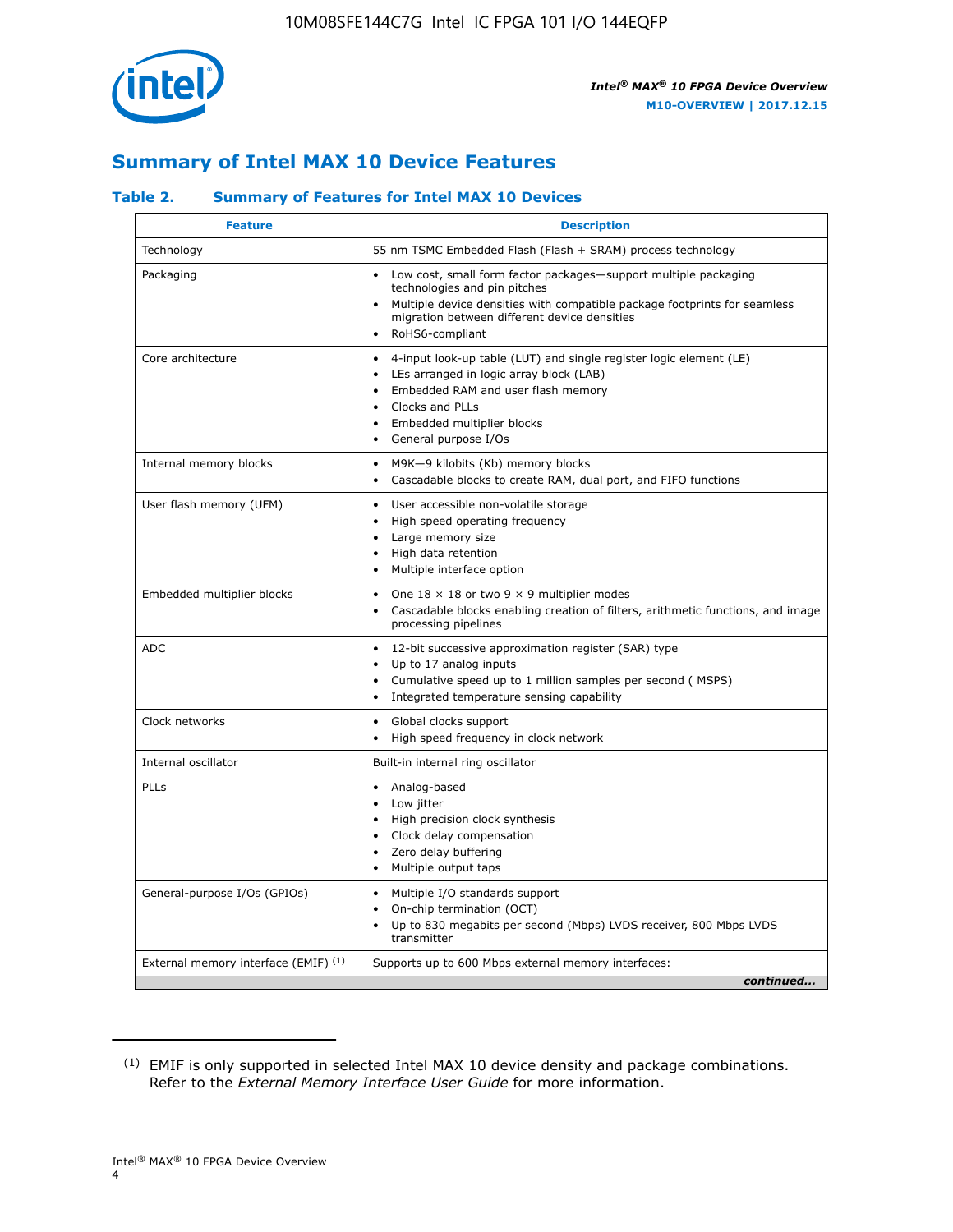## Summary of Intel MAX 10 Device Features

### Table 2. Summary of Features for Intel MAX 10 Devices

| Feature | Description |
| --- | --- |
| Technology | 55 nm TSMC Embedded Flash (Flash + SRAM) process technology |
| Packaging | • Low cost, small form factor packages—support multiple packaging technologies and pin pitches<br>• Multiple device densities with compatible package footprints for seamless migration between different device densities<br>• RoHS6-compliant |
| Core architecture | • 4-input look-up table (LUT) and single register logic element (LE)<br>• LEs arranged in logic array block (LAB)<br>• Embedded RAM and user flash memory<br>• Clocks and PLLs<br>• Embedded multiplier blocks<br>• General purpose I/Os |
| Internal memory blocks | • M9K—9 kilobits (Kb) memory blocks<br>• Cascadable blocks to create RAM, dual port, and FIFO functions |
| User flash memory (UFM) | • User accessible non-volatile storage<br>• High speed operating frequency<br>• Large memory size<br>• High data retention<br>• Multiple interface option |
| Embedded multiplier blocks | • One 18 × 18 or two 9 × 9 multiplier modes<br>• Cascadable blocks enabling creation of filters, arithmetic functions, and image processing pipelines |
| ADC | • 12-bit successive approximation register (SAR) type<br>• Up to 17 analog inputs<br>• Cumulative speed up to 1 million samples per second ( MSPS)<br>• Integrated temperature sensing capability |
| Clock networks | • Global clocks support<br>• High speed frequency in clock network |
| Internal oscillator | Built-in internal ring oscillator |
| PLLs | • Analog-based<br>• Low jitter<br>• High precision clock synthesis<br>• Clock delay compensation<br>• Zero delay buffering<br>• Multiple output taps |
| General-purpose I/Os (GPIOs) | • Multiple I/O standards support<br>• On-chip termination (OCT)<br>• Up to 830 megabits per second (Mbps) LVDS receiver, 800 Mbps LVDS transmitter |
| External memory interface (EMIF) [1] | Supports up to 600 Mbps external memory interfaces: |

*continued...*

[1] EMIF is only supported in selected Intel MAX 10 device density and package combinations. Refer to the *External Memory Interface User Guide* for more information.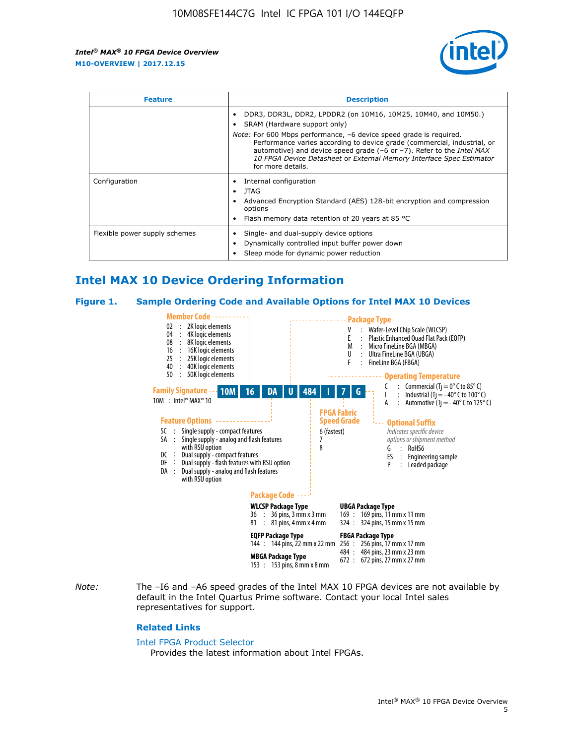| Feature | Description |
| --- | --- |
| | • DDR3, DDR3L, DDR2, LPDDR2 (on 10M16, 10M25, 10M40, and 10M50.)<br>• SRAM (Hardware support only)<br>*Note:* For 600 Mbps performance, –6 device speed grade is required. Performance varies according to device grade (commercial, industrial, or automotive) and device speed grade (–6 or –7). Refer to the *Intel MAX 10 FPGA Device Datasheet* or *External Memory Interface Spec Estimator* for more details. |
| Configuration | • Internal configuration<br>• JTAG<br>• Advanced Encryption Standard (AES) 128-bit encryption and compression options<br>• Flash memory data retention of 20 years at 85 °C |
| Flexible power supply schemes | • Single- and dual-supply device options<br>• Dynamically controlled input buffer power down<br>• Sleep mode for dynamic power reduction |

## Intel MAX 10 Device Ordering Information

**Figure 1. Sample Ordering Code and Available Options for Intel MAX 10 Devices**

Example ordering code: 10M 16 DA U 484 I 7 G

**Family Signature**
10M : Intel® MAX® 10

**Member Code**
02 : 2K logic elements
04 : 4K logic elements
08 : 8K logic elements
16 : 16K logic elements
25 : 25K logic elements
40 : 40K logic elements
50 : 50K logic elements

**Feature Options**
SC : Single supply - compact features
SA : Single supply - analog and flash features with RSU option
DC : Dual supply - compact features
DF : Dual supply - flash features with RSU option
DA : Dual supply - analog and flash features with RSU option

**Package Type**
V : Wafer-Level Chip Scale (WLCSP)
E : Plastic Enhanced Quad Flat Pack (EQFP)
M : Micro FineLine BGA (MBGA)
U : Ultra FineLine BGA (UBGA)
F : FineLine BGA (FBGA)

**Package Code**

WLCSP Package Type
36 : 36 pins, 3 mm x 3 mm
81 : 81 pins, 4 mm x 4 mm

EQFP Package Type
144 : 144 pins, 22 mm x 22 mm

MBGA Package Type
153 : 153 pins, 8 mm x 8 mm

UBGA Package Type
169 : 169 pins, 11 mm x 11 mm
324 : 324 pins, 15 mm x 15 mm

FBGA Package Type
256 : 256 pins, 17 mm x 17 mm
484 : 484 pins, 23 mm x 23 mm
672 : 672 pins, 27 mm x 27 mm

**Operating Temperature**
C : Commercial ($T_J$ = 0° C to 85° C)
I : Industrial ($T_J$ = - 40° C to 100° C)
A : Automotive ($T_J$ = - 40° C to 125° C)

**FPGA Fabric Speed Grade**
6 (fastest)
7
8

**Optional Suffix**
*Indicates specific device options or shipment method*
G : RoHS6
ES : Engineering sample
P : Leaded package

*Note:* The –I6 and –A6 speed grades of the Intel MAX 10 FPGA devices are not available by default in the Intel Quartus Prime software. Contact your local Intel sales representatives for support.

### Related Links

Intel FPGA Product Selector
Provides the latest information about Intel FPGAs.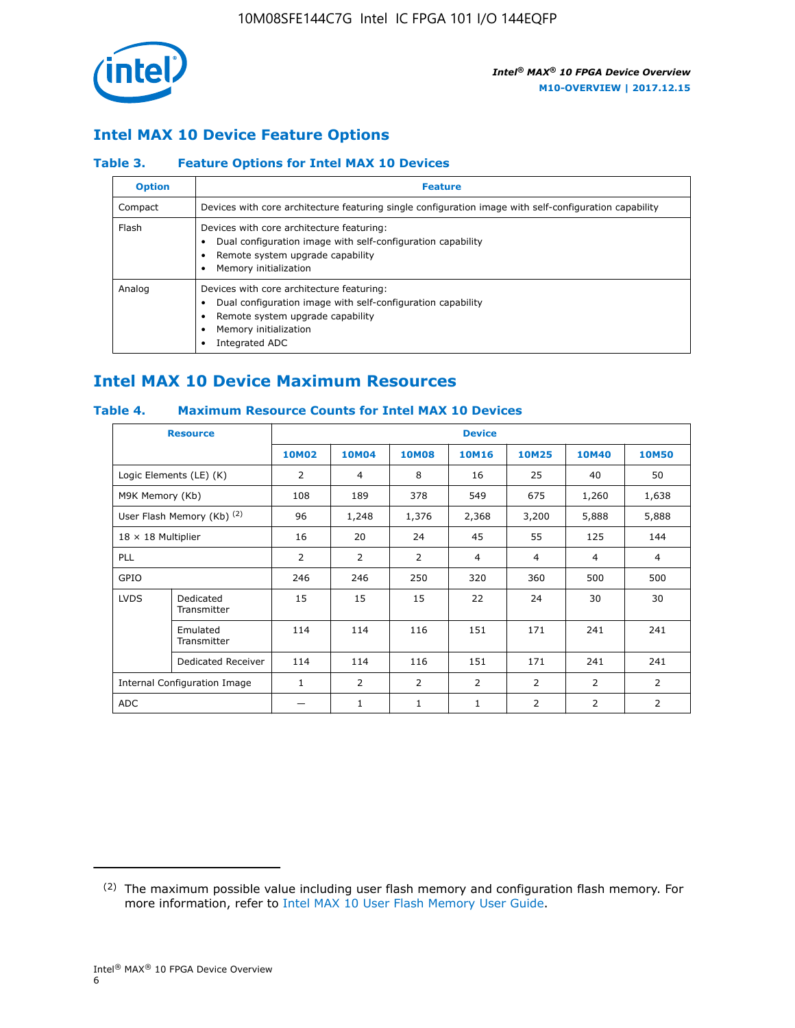## Intel MAX 10 Device Feature Options

### Table 3. Feature Options for Intel MAX 10 Devices

| Option | Feature |
| --- | --- |
| Compact | Devices with core architecture featuring single configuration image with self-configuration capability |
| Flash | Devices with core architecture featuring: • Dual configuration image with self-configuration capability • Remote system upgrade capability • Memory initialization |
| Analog | Devices with core architecture featuring: • Dual configuration image with self-configuration capability • Remote system upgrade capability • Memory initialization • Integrated ADC |

## Intel MAX 10 Device Maximum Resources

### Table 4. Maximum Resource Counts for Intel MAX 10 Devices

| Resource | | Device | | | | | | |
| --- | --- | --- | --- | --- | --- | --- | --- | --- |
| | | 10M02 | 10M04 | 10M08 | 10M16 | 10M25 | 10M40 | 10M50 |
| Logic Elements (LE) (K) | | 2 | 4 | 8 | 16 | 25 | 40 | 50 |
| M9K Memory (Kb) | | 108 | 189 | 378 | 549 | 675 | 1,260 | 1,638 |
| User Flash Memory (Kb) (2) | | 96 | 1,248 | 1,376 | 2,368 | 3,200 | 5,888 | 5,888 |
| 18 × 18 Multiplier | | 16 | 20 | 24 | 45 | 55 | 125 | 144 |
| PLL | | 2 | 2 | 2 | 4 | 4 | 4 | 4 |
| GPIO | | 246 | 246 | 250 | 320 | 360 | 500 | 500 |
| LVDS | Dedicated Transmitter | 15 | 15 | 15 | 22 | 24 | 30 | 30 |
| | Emulated Transmitter | 114 | 114 | 116 | 151 | 171 | 241 | 241 |
| | Dedicated Receiver | 114 | 114 | 116 | 151 | 171 | 241 | 241 |
| Internal Configuration Image | | 1 | 2 | 2 | 2 | 2 | 2 | 2 |
| ADC | | — | 1 | 1 | 1 | 2 | 2 | 2 |

(2) The maximum possible value including user flash memory and configuration flash memory. For more information, refer to Intel MAX 10 User Flash Memory User Guide.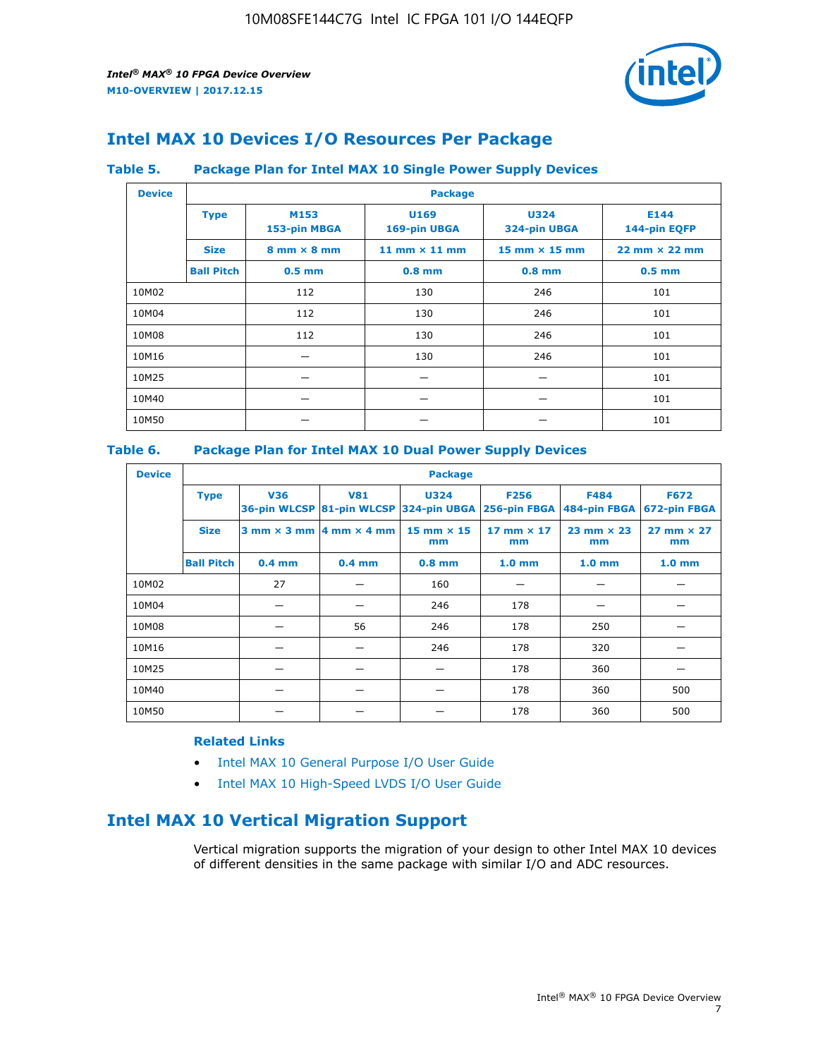## Intel MAX 10 Devices I/O Resources Per Package

**Table 5. Package Plan for Intel MAX 10 Single Power Supply Devices**

| Device | Package | | | | |
|---|---|---|---|---|---|
| | **Type** | **M153** 153-pin MBGA | **U169** 169-pin UBGA | **U324** 324-pin UBGA | **E144** 144-pin EQFP |
| | **Size** | 8 mm × 8 mm | 11 mm × 11 mm | 15 mm × 15 mm | 22 mm × 22 mm |
| | **Ball Pitch** | 0.5 mm | 0.8 mm | 0.8 mm | 0.5 mm |
| 10M02 | | 112 | 130 | 246 | 101 |
| 10M04 | | 112 | 130 | 246 | 101 |
| 10M08 | | 112 | 130 | 246 | 101 |
| 10M16 | | — | 130 | 246 | 101 |
| 10M25 | | — | — | — | 101 |
| 10M40 | | — | — | — | 101 |
| 10M50 | | — | — | — | 101 |

**Table 6. Package Plan for Intel MAX 10 Dual Power Supply Devices**

| Device | Package | | | | | | |
|---|---|---|---|---|---|---|---|
| | **Type** | **V36** 36-pin WLCSP | **V81** 81-pin WLCSP | **U324** 324-pin UBGA | **F256** 256-pin FBGA | **F484** 484-pin FBGA | **F672** 672-pin FBGA |
| | **Size** | 3 mm × 3 mm | 4 mm × 4 mm | 15 mm × 15 mm | 17 mm × 17 mm | 23 mm × 23 mm | 27 mm × 27 mm |
| | **Ball Pitch** | 0.4 mm | 0.4 mm | 0.8 mm | 1.0 mm | 1.0 mm | 1.0 mm |
| 10M02 | | 27 | — | 160 | — | — | — |
| 10M04 | | — | — | 246 | 178 | — | — |
| 10M08 | | — | 56 | 246 | 178 | 250 | — |
| 10M16 | | — | — | 246 | 178 | 320 | — |
| 10M25 | | — | — | — | 178 | 360 | — |
| 10M40 | | — | — | — | 178 | 360 | 500 |
| 10M50 | | — | — | — | 178 | 360 | 500 |

**Related Links**

- Intel MAX 10 General Purpose I/O User Guide
- Intel MAX 10 High-Speed LVDS I/O User Guide

## Intel MAX 10 Vertical Migration Support

Vertical migration supports the migration of your design to other Intel MAX 10 devices of different densities in the same package with similar I/O and ADC resources.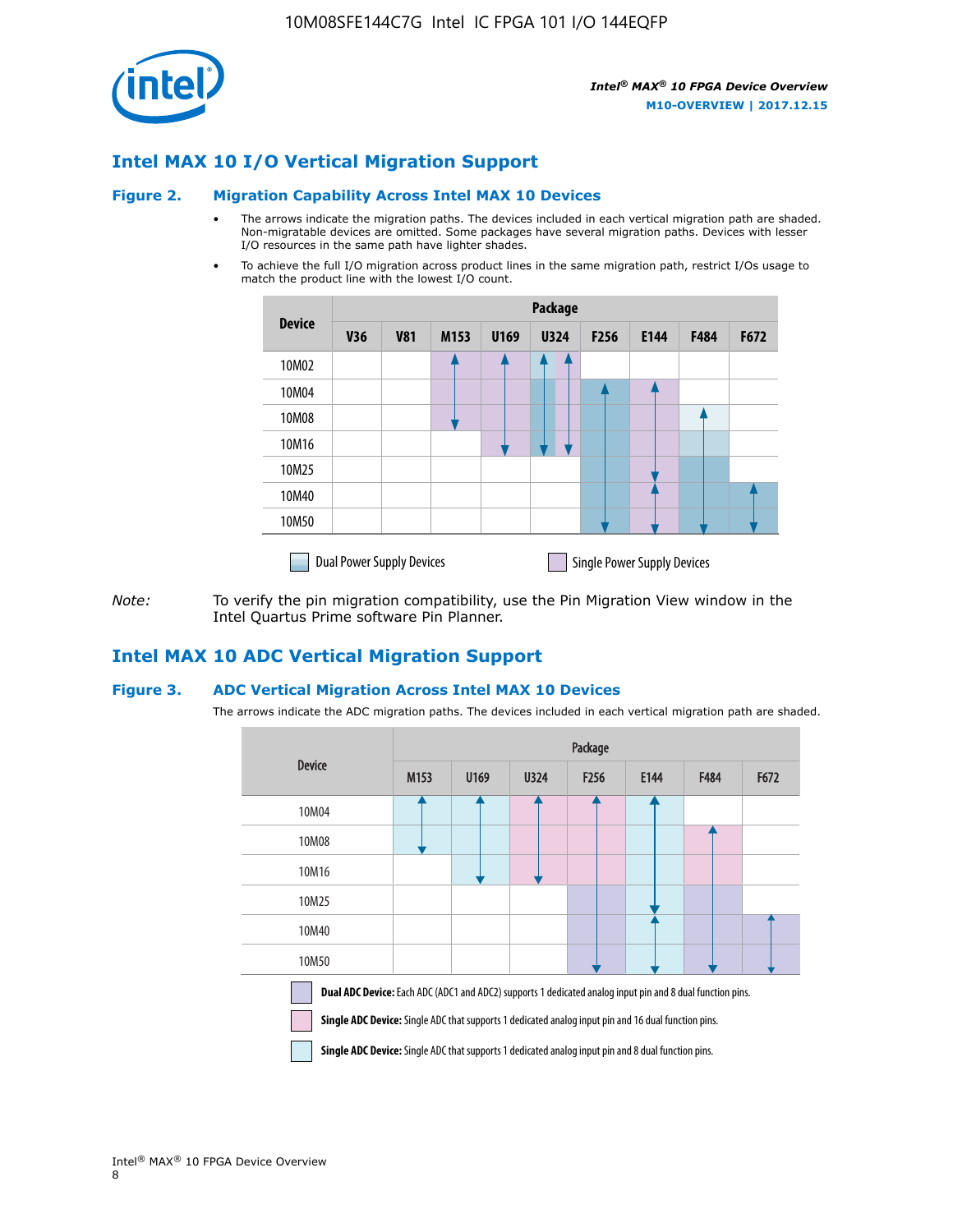## Intel MAX 10 I/O Vertical Migration Support

### Figure 2. Migration Capability Across Intel MAX 10 Devices

- The arrows indicate the migration paths. The devices included in each vertical migration path are shaded. Non-migratable devices are omitted. Some packages have several migration paths. Devices with lesser I/O resources in the same path have lighter shades.
- To achieve the full I/O migration across product lines in the same migration path, restrict I/Os usage to match the product line with the lowest I/O count.

| Device | Package | | | | | | | | |
|---|---|---|---|---|---|---|---|---|---|
| | V36 | V81 | M153 | U169 | U324 | F256 | E144 | F484 | F672 |
| 10M02 | | | | | | | | | |
| 10M04 | | | | | | | | | |
| 10M08 | | | | | | | | | |
| 10M16 | | | | | | | | | |
| 10M25 | | | | | | | | | |
| 10M40 | | | | | | | | | |
| 10M50 | | | | | | | | | |

Dual Power Supply Devices    Single Power Supply Devices

*Note:* To verify the pin migration compatibility, use the Pin Migration View window in the Intel Quartus Prime software Pin Planner.

## Intel MAX 10 ADC Vertical Migration Support

### Figure 3. ADC Vertical Migration Across Intel MAX 10 Devices

The arrows indicate the ADC migration paths. The devices included in each vertical migration path are shaded.

| Device | Package | | | | | | |
|---|---|---|---|---|---|---|---|
| | M153 | U169 | U324 | F256 | E144 | F484 | F672 |
| 10M04 | | | | | | | |
| 10M08 | | | | | | | |
| 10M16 | | | | | | | |
| 10M25 | | | | | | | |
| 10M40 | | | | | | | |
| 10M50 | | | | | | | |

**Dual ADC Device:** Each ADC (ADC1 and ADC2) supports 1 dedicated analog input pin and 8 dual function pins.

**Single ADC Device:** Single ADC that supports 1 dedicated analog input pin and 16 dual function pins.

**Single ADC Device:** Single ADC that supports 1 dedicated analog input pin and 8 dual function pins.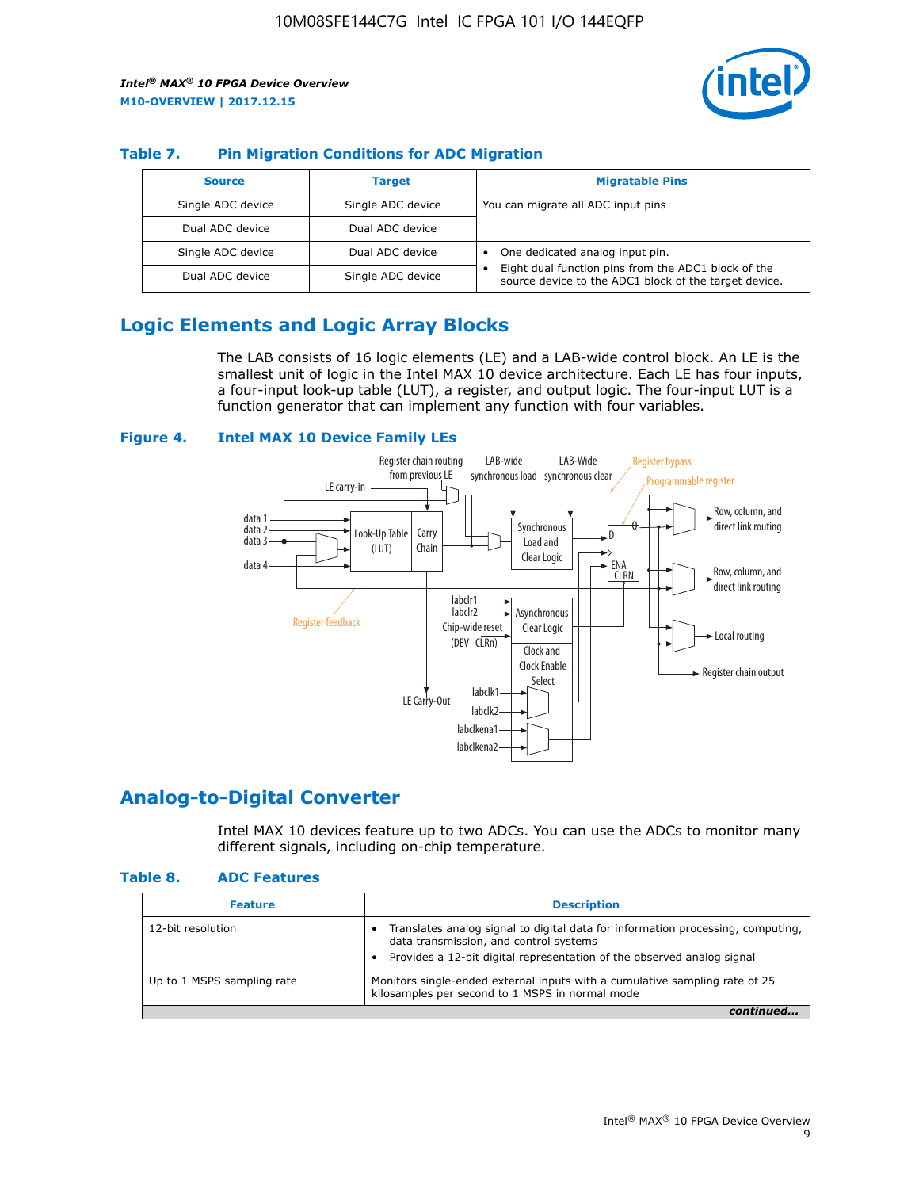### Table 7. Pin Migration Conditions for ADC Migration

| Source | Target | Migratable Pins |
|---|---|---|
| Single ADC device | Single ADC device | You can migrate all ADC input pins |
| Dual ADC device | Dual ADC device | |
| Single ADC device | Dual ADC device | • One dedicated analog input pin. • Eight dual function pins from the ADC1 block of the source device to the ADC1 block of the target device. |
| Dual ADC device | Single ADC device | |

## Logic Elements and Logic Array Blocks

The LAB consists of 16 logic elements (LE) and a LAB-wide control block. An LE is the smallest unit of logic in the Intel MAX 10 device architecture. Each LE has four inputs, a four-input look-up table (LUT), a register, and output logic. The four-input LUT is a function generator that can implement any function with four variables.

### Figure 4. Intel MAX 10 Device Family LEs

## Analog-to-Digital Converter

Intel MAX 10 devices feature up to two ADCs. You can use the ADCs to monitor many different signals, including on-chip temperature.

### Table 8. ADC Features

| Feature | Description |
|---|---|
| 12-bit resolution | • Translates analog signal to digital data for information processing, computing, data transmission, and control systems • Provides a 12-bit digital representation of the observed analog signal |
| Up to 1 MSPS sampling rate | Monitors single-ended external inputs with a cumulative sampling rate of 25 kilosamples per second to 1 MSPS in normal mode |

*continued...*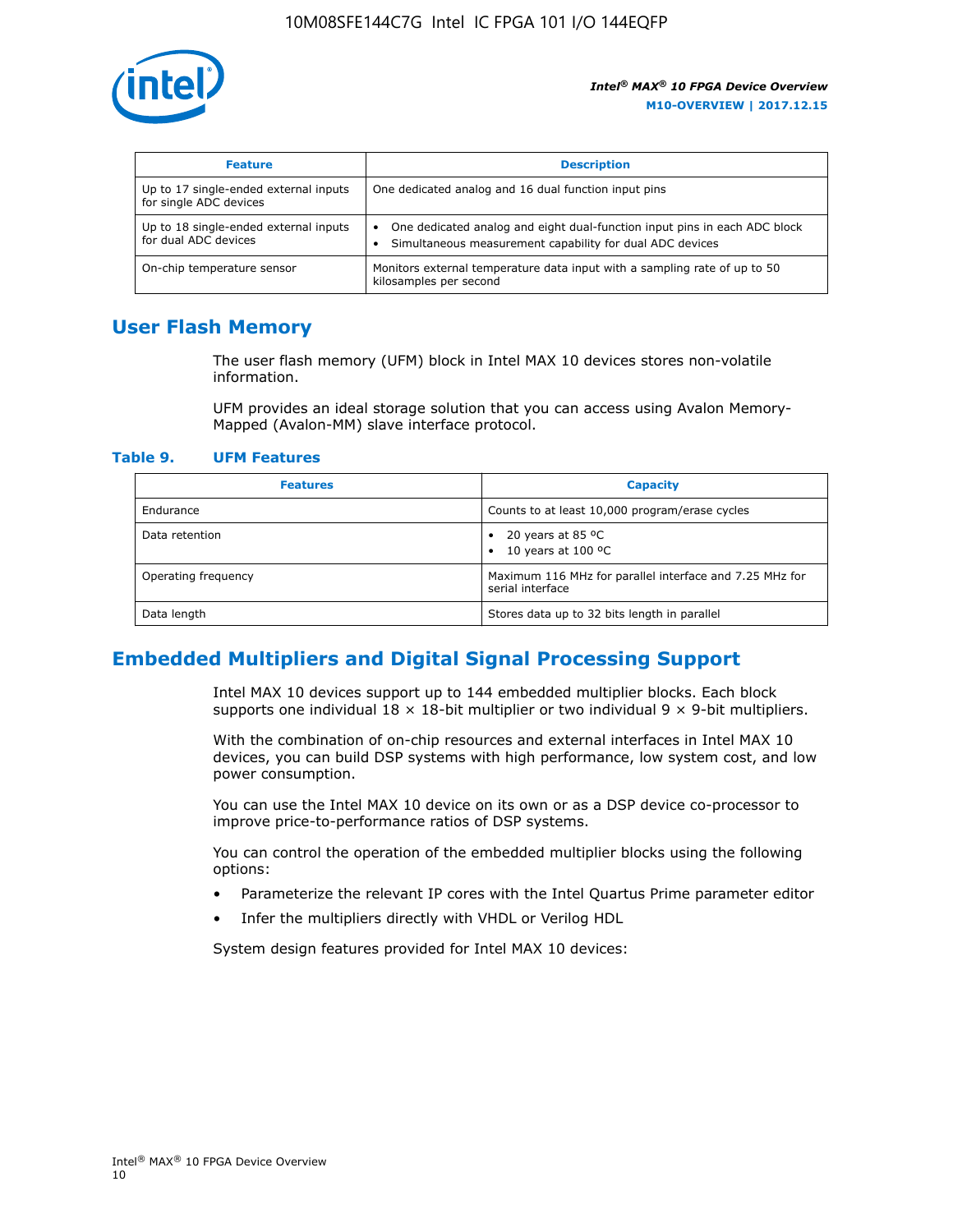| Feature | Description |
| --- | --- |
| Up to 17 single-ended external inputs for single ADC devices | One dedicated analog and 16 dual function input pins |
| Up to 18 single-ended external inputs for dual ADC devices | • One dedicated analog and eight dual-function input pins in each ADC block<br>• Simultaneous measurement capability for dual ADC devices |
| On-chip temperature sensor | Monitors external temperature data input with a sampling rate of up to 50 kilosamples per second |

## User Flash Memory

The user flash memory (UFM) block in Intel MAX 10 devices stores non-volatile information.

UFM provides an ideal storage solution that you can access using Avalon Memory-Mapped (Avalon-MM) slave interface protocol.

**Table 9. UFM Features**

| Features | Capacity |
| --- | --- |
| Endurance | Counts to at least 10,000 program/erase cycles |
| Data retention | • 20 years at 85 ºC<br>• 10 years at 100 ºC |
| Operating frequency | Maximum 116 MHz for parallel interface and 7.25 MHz for serial interface |
| Data length | Stores data up to 32 bits length in parallel |

## Embedded Multipliers and Digital Signal Processing Support

Intel MAX 10 devices support up to 144 embedded multiplier blocks. Each block supports one individual 18 × 18-bit multiplier or two individual 9 × 9-bit multipliers.

With the combination of on-chip resources and external interfaces in Intel MAX 10 devices, you can build DSP systems with high performance, low system cost, and low power consumption.

You can use the Intel MAX 10 device on its own or as a DSP device co-processor to improve price-to-performance ratios of DSP systems.

You can control the operation of the embedded multiplier blocks using the following options:

- Parameterize the relevant IP cores with the Intel Quartus Prime parameter editor
- Infer the multipliers directly with VHDL or Verilog HDL

System design features provided for Intel MAX 10 devices: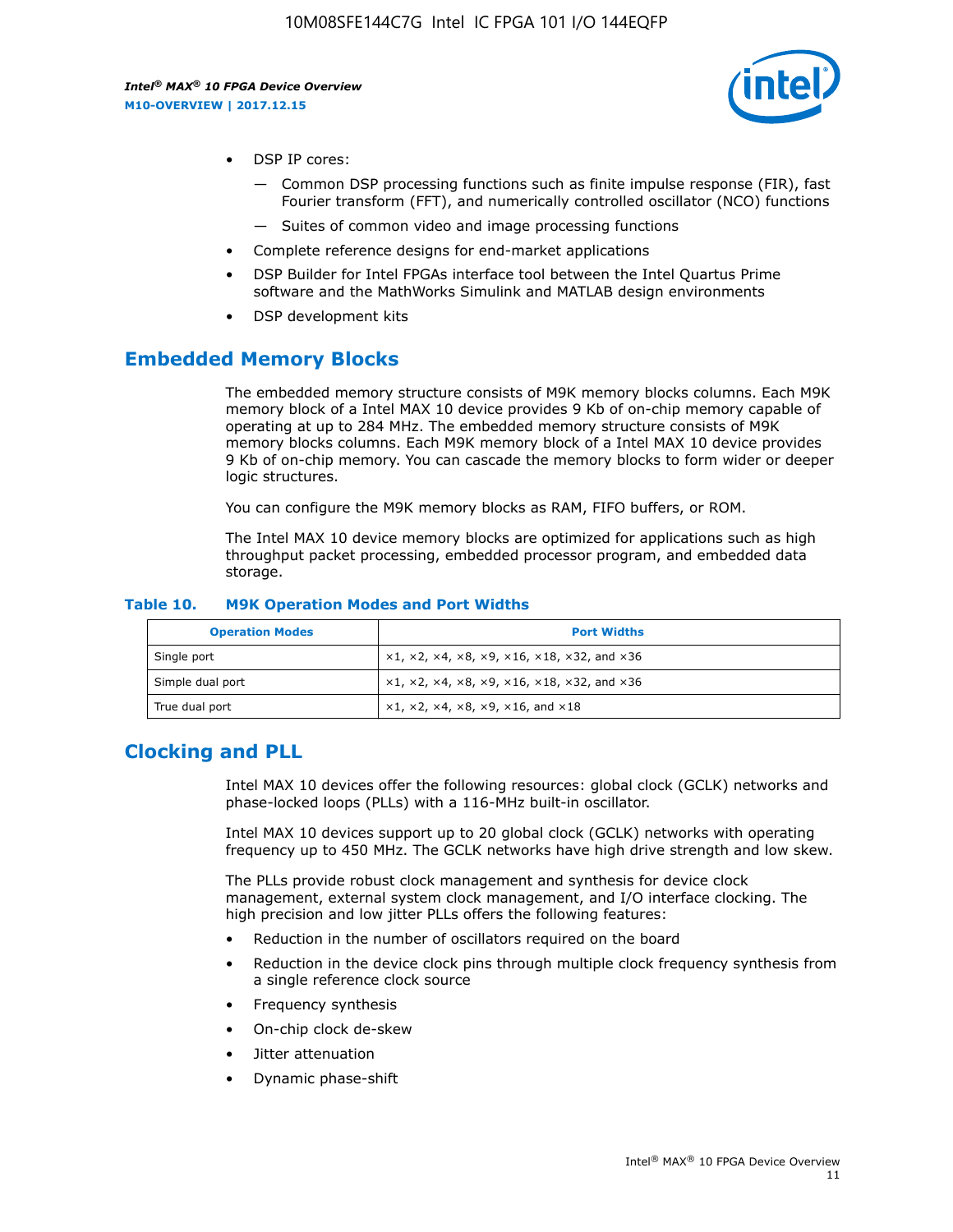- DSP IP cores:
  - Common DSP processing functions such as finite impulse response (FIR), fast Fourier transform (FFT), and numerically controlled oscillator (NCO) functions
  - Suites of common video and image processing functions
- Complete reference designs for end-market applications
- DSP Builder for Intel FPGAs interface tool between the Intel Quartus Prime software and the MathWorks Simulink and MATLAB design environments
- DSP development kits

## Embedded Memory Blocks

The embedded memory structure consists of M9K memory blocks columns. Each M9K memory block of a Intel MAX 10 device provides 9 Kb of on-chip memory capable of operating at up to 284 MHz. The embedded memory structure consists of M9K memory blocks columns. Each M9K memory block of a Intel MAX 10 device provides 9 Kb of on-chip memory. You can cascade the memory blocks to form wider or deeper logic structures.

You can configure the M9K memory blocks as RAM, FIFO buffers, or ROM.

The Intel MAX 10 device memory blocks are optimized for applications such as high throughput packet processing, embedded processor program, and embedded data storage.

**Table 10. M9K Operation Modes and Port Widths**

| Operation Modes | Port Widths |
| --- | --- |
| Single port | ×1, ×2, ×4, ×8, ×9, ×16, ×18, ×32, and ×36 |
| Simple dual port | ×1, ×2, ×4, ×8, ×9, ×16, ×18, ×32, and ×36 |
| True dual port | ×1, ×2, ×4, ×8, ×9, ×16, and ×18 |

## Clocking and PLL

Intel MAX 10 devices offer the following resources: global clock (GCLK) networks and phase-locked loops (PLLs) with a 116-MHz built-in oscillator.

Intel MAX 10 devices support up to 20 global clock (GCLK) networks with operating frequency up to 450 MHz. The GCLK networks have high drive strength and low skew.

The PLLs provide robust clock management and synthesis for device clock management, external system clock management, and I/O interface clocking. The high precision and low jitter PLLs offers the following features:

- Reduction in the number of oscillators required on the board
- Reduction in the device clock pins through multiple clock frequency synthesis from a single reference clock source
- Frequency synthesis
- On-chip clock de-skew
- Jitter attenuation
- Dynamic phase-shift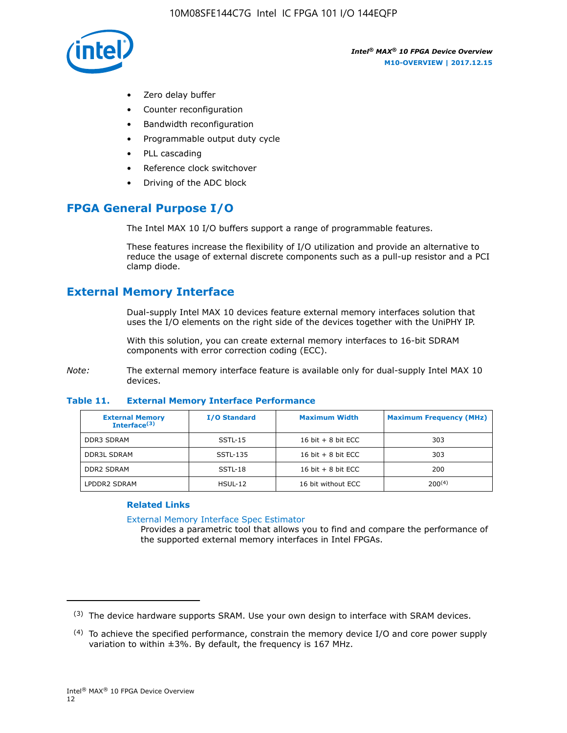- Zero delay buffer
- Counter reconfiguration
- Bandwidth reconfiguration
- Programmable output duty cycle
- PLL cascading
- Reference clock switchover
- Driving of the ADC block

## FPGA General Purpose I/O

The Intel MAX 10 I/O buffers support a range of programmable features.

These features increase the flexibility of I/O utilization and provide an alternative to reduce the usage of external discrete components such as a pull-up resistor and a PCI clamp diode.

## External Memory Interface

Dual-supply Intel MAX 10 devices feature external memory interfaces solution that uses the I/O elements on the right side of the devices together with the UniPHY IP.

With this solution, you can create external memory interfaces to 16-bit SDRAM components with error correction coding (ECC).

*Note:* The external memory interface feature is available only for dual-supply Intel MAX 10 devices.

**Table 11. External Memory Interface Performance**

| External Memory Interface[(3)] | I/O Standard | Maximum Width | Maximum Frequency (MHz) |
|---|---|---|---|
| DDR3 SDRAM | SSTL-15 | 16 bit + 8 bit ECC | 303 |
| DDR3L SDRAM | SSTL-135 | 16 bit + 8 bit ECC | 303 |
| DDR2 SDRAM | SSTL-18 | 16 bit + 8 bit ECC | 200 |
| LPDDR2 SDRAM | HSUL-12 | 16 bit without ECC | 200[(4)] |

#### Related Links

External Memory Interface Spec Estimator
Provides a parametric tool that allows you to find and compare the performance of the supported external memory interfaces in Intel FPGAs.

---

(3) The device hardware supports SRAM. Use your own design to interface with SRAM devices.

(4) To achieve the specified performance, constrain the memory device I/O and core power supply variation to within ±3%. By default, the frequency is 167 MHz.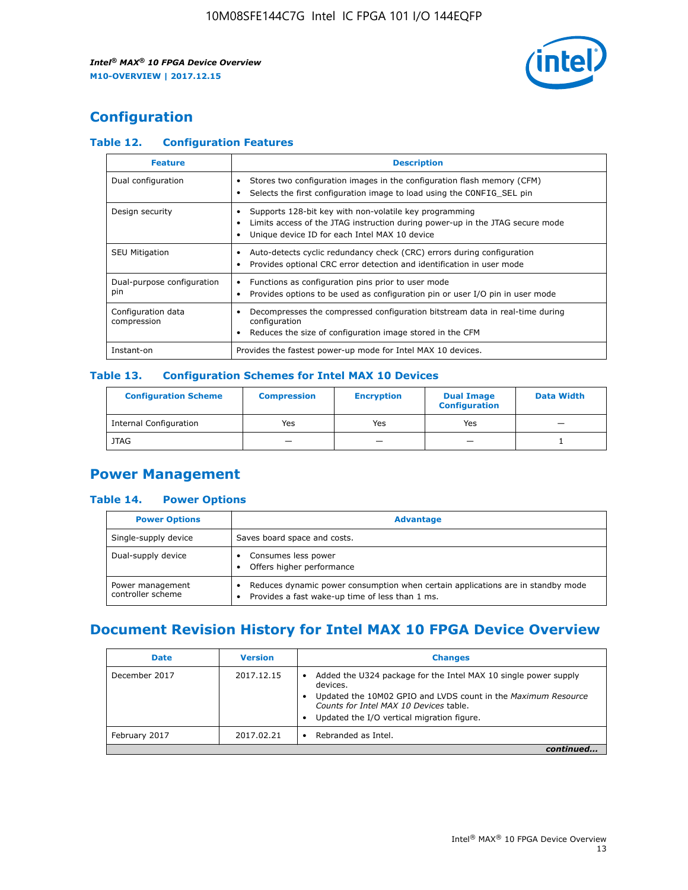# Configuration

### Table 12. Configuration Features

| Feature | Description |
| --- | --- |
| Dual configuration | • Stores two configuration images in the configuration flash memory (CFM)<br>• Selects the first configuration image to load using the CONFIG_SEL pin |
| Design security | • Supports 128-bit key with non-volatile key programming<br>• Limits access of the JTAG instruction during power-up in the JTAG secure mode<br>• Unique device ID for each Intel MAX 10 device |
| SEU Mitigation | • Auto-detects cyclic redundancy check (CRC) errors during configuration<br>• Provides optional CRC error detection and identification in user mode |
| Dual-purpose configuration pin | • Functions as configuration pins prior to user mode<br>• Provides options to be used as configuration pin or user I/O pin in user mode |
| Configuration data compression | • Decompresses the compressed configuration bitstream data in real-time during configuration<br>• Reduces the size of configuration image stored in the CFM |
| Instant-on | Provides the fastest power-up mode for Intel MAX 10 devices. |

### Table 13. Configuration Schemes for Intel MAX 10 Devices

| Configuration Scheme | Compression | Encryption | Dual Image Configuration | Data Width |
| --- | --- | --- | --- | --- |
| Internal Configuration | Yes | Yes | Yes | — |
| JTAG | — | — | — | 1 |

# Power Management

### Table 14. Power Options

| Power Options | Advantage |
| --- | --- |
| Single-supply device | Saves board space and costs. |
| Dual-supply device | • Consumes less power<br>• Offers higher performance |
| Power management controller scheme | • Reduces dynamic power consumption when certain applications are in standby mode<br>• Provides a fast wake-up time of less than 1 ms. |

# Document Revision History for Intel MAX 10 FPGA Device Overview

| Date | Version | Changes |
| --- | --- | --- |
| December 2017 | 2017.12.15 | • Added the U324 package for the Intel MAX 10 single power supply devices.<br>• Updated the 10M02 GPIO and LVDS count in the *Maximum Resource Counts for Intel MAX 10 Devices* table.<br>• Updated the I/O vertical migration figure. |
| February 2017 | 2017.02.21 | • Rebranded as Intel. |

*continued...*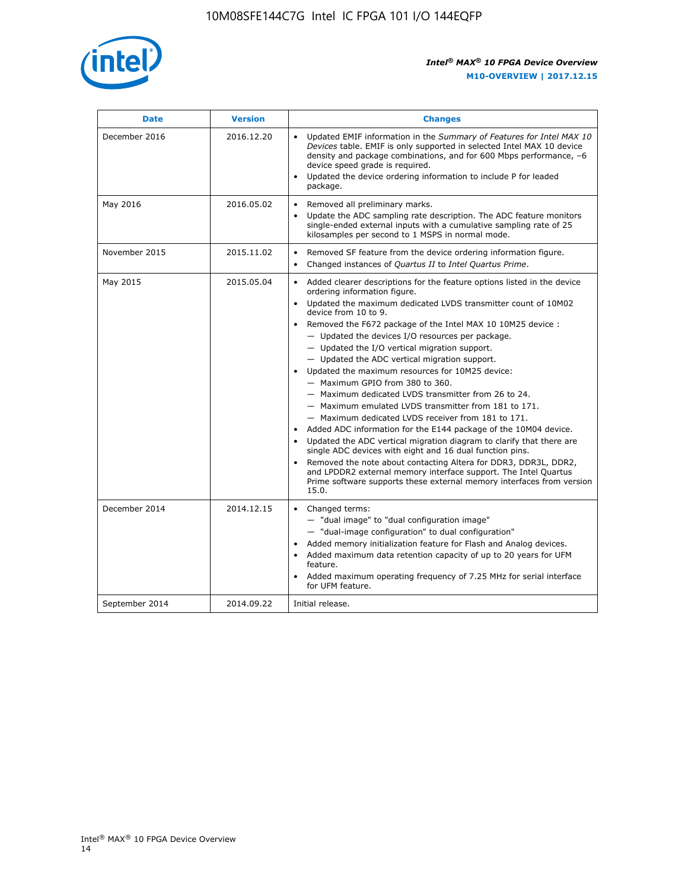| Date | Version | Changes |
| --- | --- | --- |
| December 2016 | 2016.12.20 | • Updated EMIF information in the *Summary of Features for Intel MAX 10 Devices* table. EMIF is only supported in selected Intel MAX 10 device density and package combinations, and for 600 Mbps performance, –6 device speed grade is required.<br>• Updated the device ordering information to include P for leaded package. |
| May 2016 | 2016.05.02 | • Removed all preliminary marks.<br>• Update the ADC sampling rate description. The ADC feature monitors single-ended external inputs with a cumulative sampling rate of 25 kilosamples per second to 1 MSPS in normal mode. |
| November 2015 | 2015.11.02 | • Removed SF feature from the device ordering information figure.<br>• Changed instances of *Quartus II* to *Intel Quartus Prime*. |
| May 2015 | 2015.05.04 | • Added clearer descriptions for the feature options listed in the device ordering information figure.<br>• Updated the maximum dedicated LVDS transmitter count of 10M02 device from 10 to 9.<br>• Removed the F672 package of the Intel MAX 10 10M25 device :<br>— Updated the devices I/O resources per package.<br>— Updated the I/O vertical migration support.<br>— Updated the ADC vertical migration support.<br>• Updated the maximum resources for 10M25 device:<br>— Maximum GPIO from 380 to 360.<br>— Maximum dedicated LVDS transmitter from 26 to 24.<br>— Maximum emulated LVDS transmitter from 181 to 171.<br>— Maximum dedicated LVDS receiver from 181 to 171.<br>• Added ADC information for the E144 package of the 10M04 device.<br>• Updated the ADC vertical migration diagram to clarify that there are single ADC devices with eight and 16 dual function pins.<br>• Removed the note about contacting Altera for DDR3, DDR3L, DDR2, and LPDDR2 external memory interface support. The Intel Quartus Prime software supports these external memory interfaces from version 15.0. |
| December 2014 | 2014.12.15 | • Changed terms:<br>— "dual image" to "dual configuration image"<br>— "dual-image configuration" to dual configuration"<br>• Added memory initialization feature for Flash and Analog devices.<br>• Added maximum data retention capacity of up to 20 years for UFM feature.<br>• Added maximum operating frequency of 7.25 MHz for serial interface for UFM feature. |
| September 2014 | 2014.09.22 | Initial release. |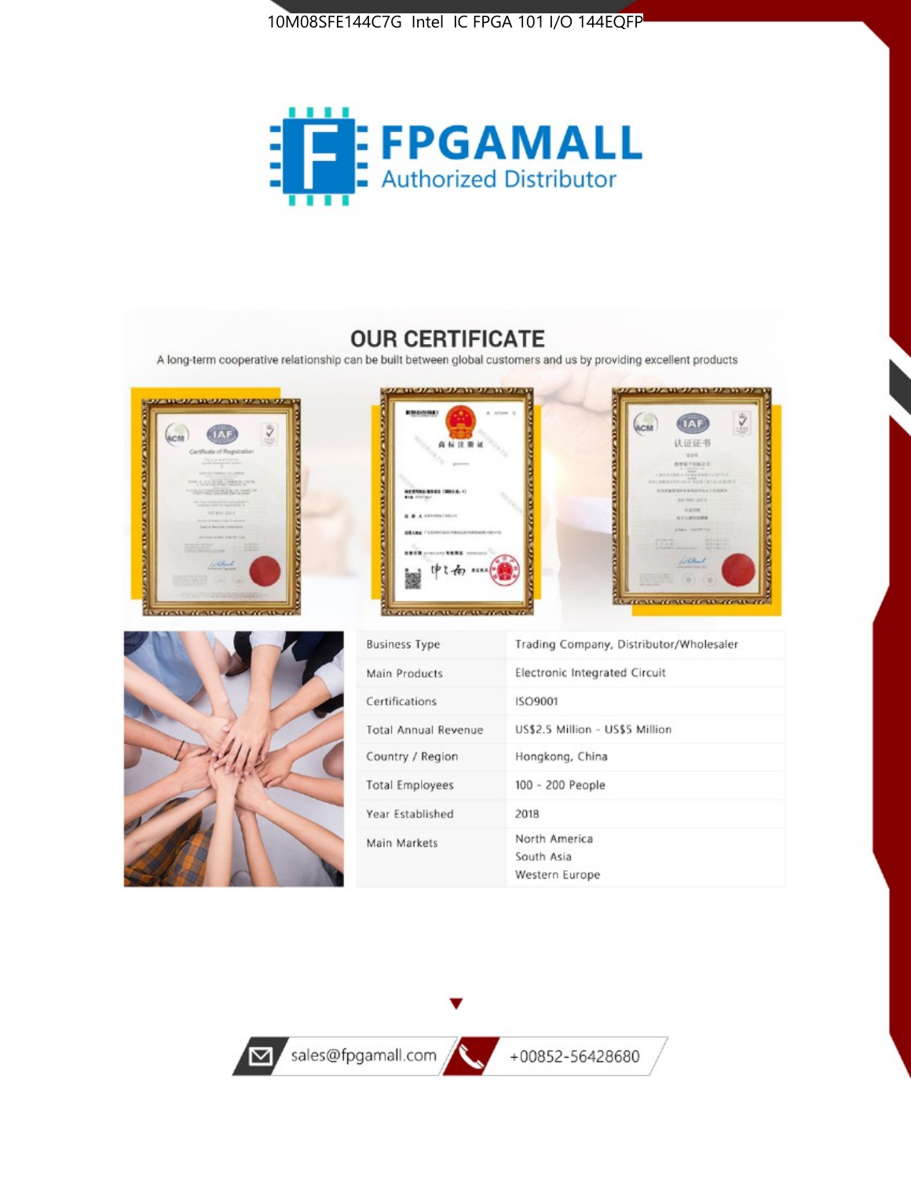FPGAMALL
Authorized Distributor

## OUR CERTIFICATE

A long-term cooperative relationship can be built between global customers and us by providing excellent products

| | |
|---|---|
| Business Type | Trading Company, Distributor/Wholesaler |
| Main Products | Electronic Integrated Circuit |
| Certifications | ISO9001 |
| Total Annual Revenue | US$2.5 Million - US$5 Million |
| Country / Region | Hongkong, China |
| Total Employees | 100 - 200 People |
| Year Established | 2018 |
| Main Markets | North America<br>South Asia<br>Western Europe |

sales@fpgamall.com

+00852-56428680